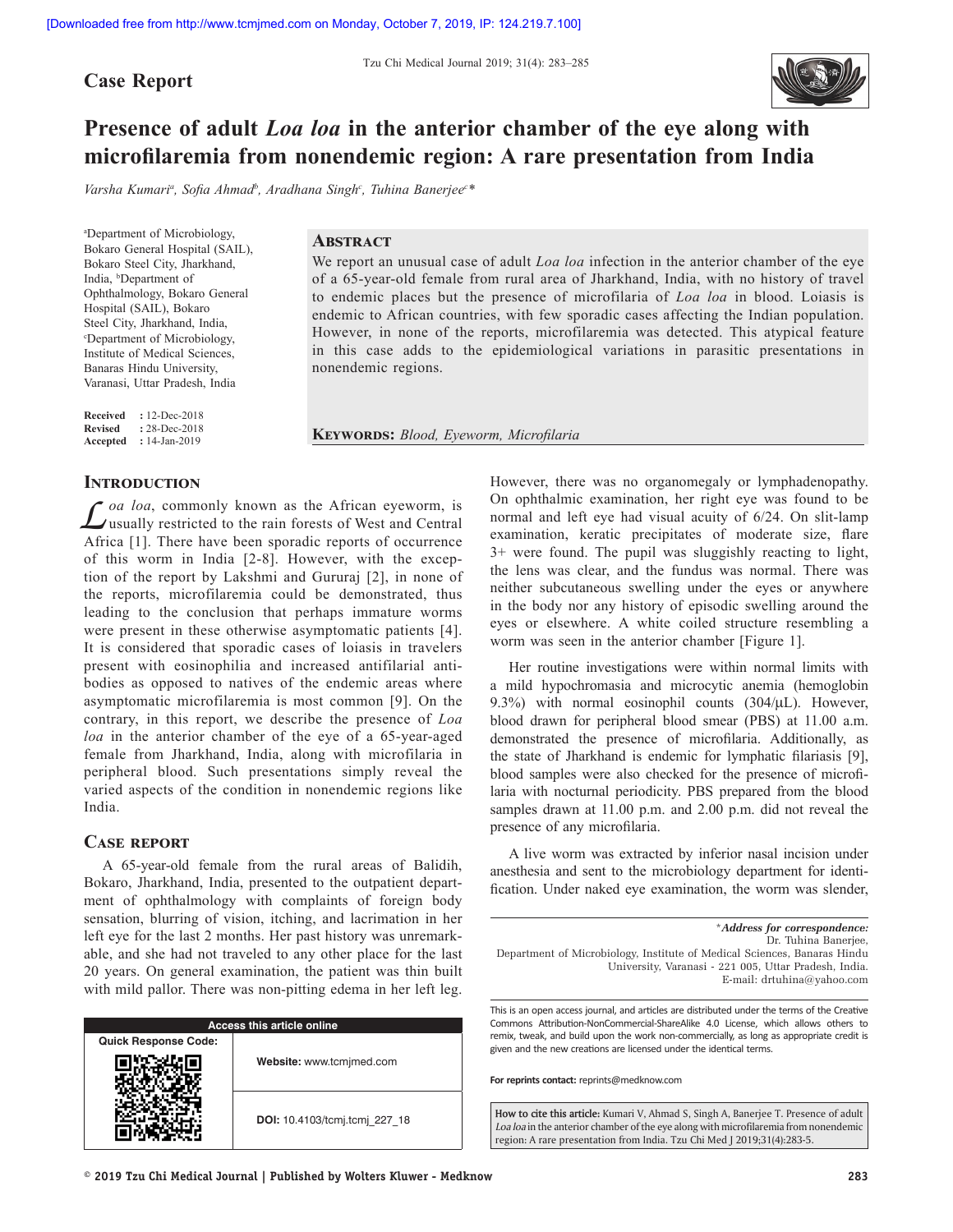Case Report

# Presence of adult *Loa loa* in the anterior chamber of the eye along with microfilaremia from nonendemic region: A rare presentation from India

*Varsha Kumari[a], Sofia Ahmad[b], Aradhana Singh[c], Tuhina Banerjee[c]**

[a]Department of Microbiology, Bokaro General Hospital (SAIL), Bokaro Steel City, Jharkhand, India, [b]Department of Ophthalmology, Bokaro General Hospital (SAIL), Bokaro Steel City, Jharkhand, India, [c]Department of Microbiology, Institute of Medical Sciences, Banaras Hindu University, Varanasi, Uttar Pradesh, India

**Received** : 12-Dec-2018
**Revised** : 28-Dec-2018
**Accepted** : 14-Jan-2019

## Abstract

We report an unusual case of adult *Loa loa* infection in the anterior chamber of the eye of a 65-year-old female from rural area of Jharkhand, India, with no history of travel to endemic places but the presence of microfilaria of *Loa loa* in blood. Loiasis is endemic to African countries, with few sporadic cases affecting the Indian population. However, in none of the reports, microfilaremia was detected. This atypical feature in this case adds to the epidemiological variations in parasitic presentations in nonendemic regions.

**Keywords:** *Blood, Eyeworm, Microfilaria*

## Introduction

*Loa loa*, commonly known as the African eyeworm, is usually restricted to the rain forests of West and Central Africa [1]. There have been sporadic reports of occurrence of this worm in India [2-8]. However, with the exception of the report by Lakshmi and Gururaj [2], in none of the reports, microfilaremia could be demonstrated, thus leading to the conclusion that perhaps immature worms were present in these otherwise asymptomatic patients [4]. It is considered that sporadic cases of loiasis in travelers present with eosinophilia and increased antifilarial antibodies as opposed to natives of the endemic areas where asymptomatic microfilaremia is most common [9]. On the contrary, in this report, we describe the presence of *Loa loa* in the anterior chamber of the eye of a 65-year-aged female from Jharkhand, India, along with microfilaria in peripheral blood. Such presentations simply reveal the varied aspects of the condition in nonendemic regions like India.

## Case report

A 65-year-old female from the rural areas of Balidih, Bokaro, Jharkhand, India, presented to the outpatient department of ophthalmology with complaints of foreign body sensation, blurring of vision, itching, and lacrimation in her left eye for the last 2 months. Her past history was unremarkable, and she had not traveled to any other place for the last 20 years. On general examination, the patient was thin built with mild pallor. There was non-pitting edema in her left leg. However, there was no organomegaly or lymphadenopathy. On ophthalmic examination, her right eye was found to be normal and left eye had visual acuity of 6/24. On slit-lamp examination, keratic precipitates of moderate size, flare 3+ were found. The pupil was sluggishly reacting to light, the lens was clear, and the fundus was normal. There was neither subcutaneous swelling under the eyes or anywhere in the body nor any history of episodic swelling around the eyes or elsewhere. A white coiled structure resembling a worm was seen in the anterior chamber [Figure 1].

Her routine investigations were within normal limits with a mild hypochromasia and microcytic anemia (hemoglobin 9.3%) with normal eosinophil counts (304/μL). However, blood drawn for peripheral blood smear (PBS) at 11.00 a.m. demonstrated the presence of microfilaria. Additionally, as the state of Jharkhand is endemic for lymphatic filariasis [9], blood samples were also checked for the presence of microfilaria with nocturnal periodicity. PBS prepared from the blood samples drawn at 11.00 p.m. and 2.00 p.m. did not reveal the presence of any microfilaria.

A live worm was extracted by inferior nasal incision under anesthesia and sent to the microbiology department for identification. Under naked eye examination, the worm was slender,

*Address for correspondence:*
Dr. Tuhina Banerjee,
Department of Microbiology, Institute of Medical Sciences, Banaras Hindu University, Varanasi - 221 005, Uttar Pradesh, India.
E-mail: drtuhina@yahoo.com

Access this article online
Website: www.tcmjmed.com
DOI: 10.4103/tcmj.tcmj_227_18

This is an open access journal, and articles are distributed under the terms of the Creative Commons Attribution-NonCommercial-ShareAlike 4.0 License, which allows others to remix, tweak, and build upon the work non-commercially, as long as appropriate credit is given and the new creations are licensed under the identical terms.

For reprints contact: reprints@medknow.com

**How to cite this article:** Kumari V, Ahmad S, Singh A, Banerjee T. Presence of adult *Loa loa* in the anterior chamber of the eye along with microfilaremia from nonendemic region: A rare presentation from India. Tzu Chi Med J 2019;31(4):283-5.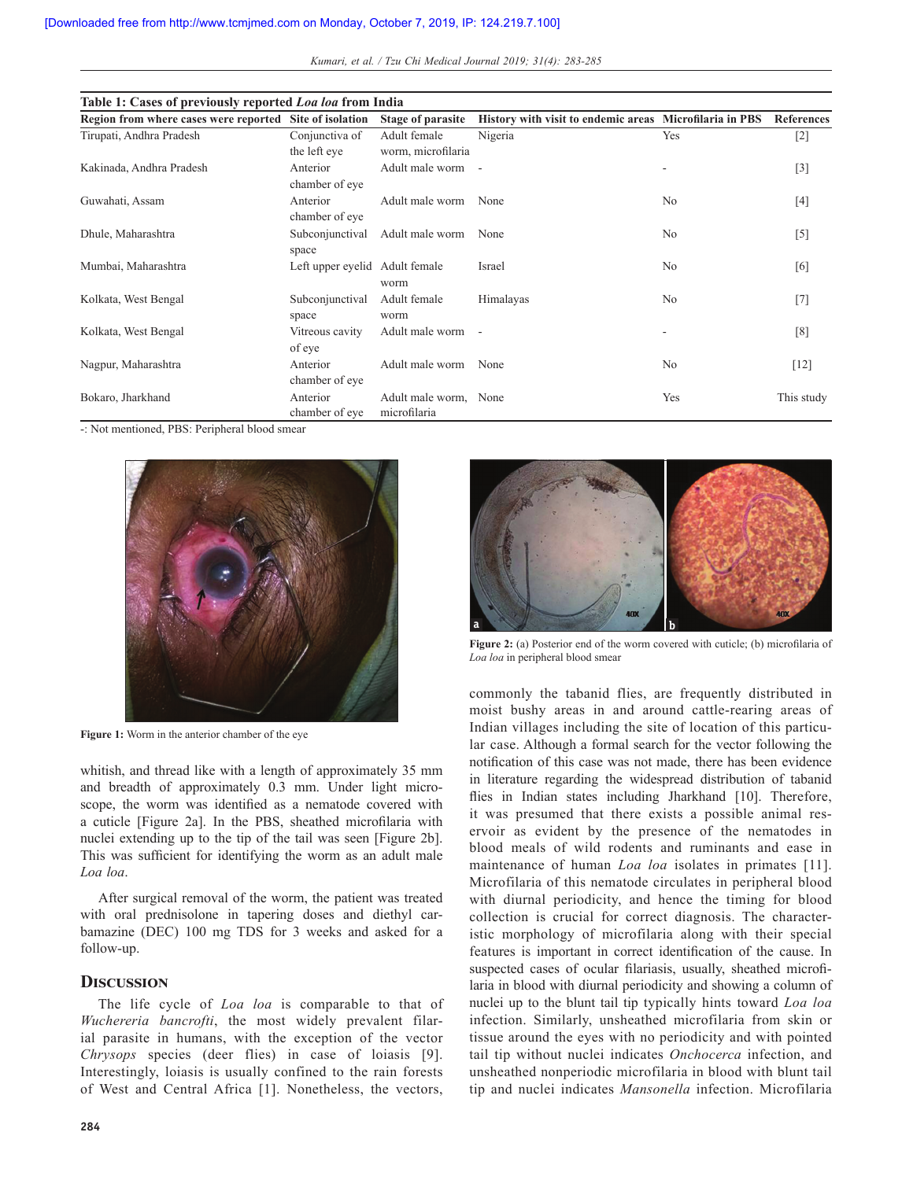**Table 1: Cases of previously reported *Loa loa* from India**

| Region from where cases were reported | Site of isolation | Stage of parasite | History with visit to endemic areas | Microfilaria in PBS | References |
|---|---|---|---|---|---|
| Tirupati, Andhra Pradesh | Conjunctiva of the left eye | Adult female worm, microfilaria | Nigeria | Yes | [2] |
| Kakinada, Andhra Pradesh | Anterior chamber of eye | Adult male worm | - | - | [3] |
| Guwahati, Assam | Anterior chamber of eye | Adult male worm | None | No | [4] |
| Dhule, Maharashtra | Subconjunctival space | Adult male worm | None | No | [5] |
| Mumbai, Maharashtra | Left upper eyelid | Adult female worm | Israel | No | [6] |
| Kolkata, West Bengal | Subconjunctival space | Adult female worm | Himalayas | No | [7] |
| Kolkata, West Bengal | Vitreous cavity of eye | Adult male worm | - | - | [8] |
| Nagpur, Maharashtra | Anterior chamber of eye | Adult male worm | None | No | [12] |
| Bokaro, Jharkhand | Anterior chamber of eye | Adult male worm, microfilaria | None | Yes | This study |

-: Not mentioned, PBS: Peripheral blood smear

**Figure 1:** Worm in the anterior chamber of the eye

**Figure 2:** (a) Posterior end of the worm covered with cuticle; (b) microfilaria of *Loa loa* in peripheral blood smear

whitish, and thread like with a length of approximately 35 mm and breadth of approximately 0.3 mm. Under light microscope, the worm was identified as a nematode covered with a cuticle [Figure 2a]. In the PBS, sheathed microfilaria with nuclei extending up to the tip of the tail was seen [Figure 2b]. This was sufficient for identifying the worm as an adult male *Loa loa*.

After surgical removal of the worm, the patient was treated with oral prednisolone in tapering doses and diethyl carbamazine (DEC) 100 mg TDS for 3 weeks and asked for a follow-up.

## Discussion

The life cycle of *Loa loa* is comparable to that of *Wuchereria bancrofti*, the most widely prevalent filarial parasite in humans, with the exception of the vector *Chrysops* species (deer flies) in case of loiasis [9]. Interestingly, loiasis is usually confined to the rain forests of West and Central Africa [1]. Nonetheless, the vectors, commonly the tabanid flies, are frequently distributed in moist bushy areas in and around cattle-rearing areas of Indian villages including the site of location of this particular case. Although a formal search for the vector following the notification of this case was not made, there has been evidence in literature regarding the widespread distribution of tabanid flies in Indian states including Jharkhand [10]. Therefore, it was presumed that there exists a possible animal reservoir as evident by the presence of the nematodes in blood meals of wild rodents and ruminants and ease in maintenance of human *Loa loa* isolates in primates [11]. Microfilaria of this nematode circulates in peripheral blood with diurnal periodicity, and hence the timing for blood collection is crucial for correct diagnosis. The characteristic morphology of microfilaria along with their special features is important in correct identification of the cause. In suspected cases of ocular filariasis, usually, sheathed microfilaria in blood with diurnal periodicity and showing a column of nuclei up to the blunt tail tip typically hints toward *Loa loa* infection. Similarly, unsheathed microfilaria from skin or tissue around the eyes with no periodicity and with pointed tail tip without nuclei indicates *Onchocerca* infection, and unsheathed nonperiodic microfilaria in blood with blunt tail tip and nuclei indicates *Mansonella* infection. Microfilaria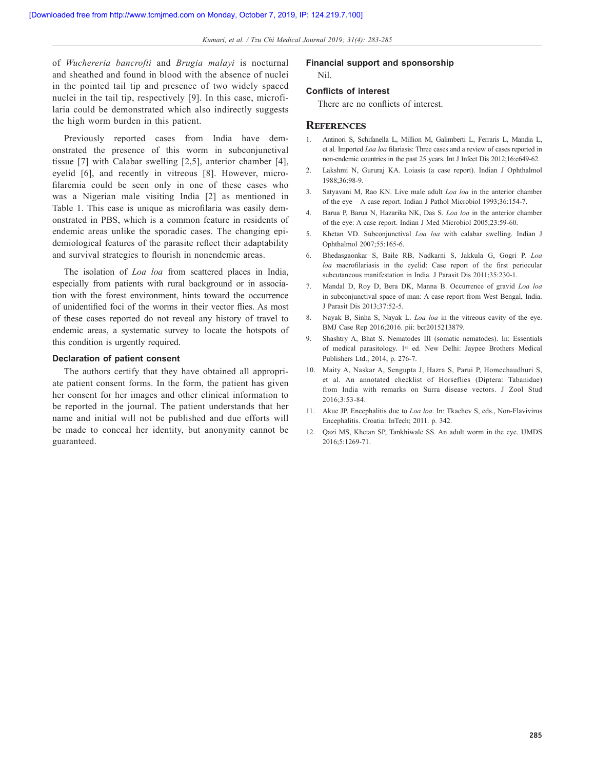of *Wuchereria bancrofti* and *Brugia malayi* is nocturnal and sheathed and found in blood with the absence of nuclei in the pointed tail tip and presence of two widely spaced nuclei in the tail tip, respectively [9]. In this case, microfilaria could be demonstrated which also indirectly suggests the high worm burden in this patient.

Previously reported cases from India have demonstrated the presence of this worm in subconjunctival tissue [7] with Calabar swelling [2,5], anterior chamber [4], eyelid [6], and recently in vitreous [8]. However, microfilaremia could be seen only in one of these cases who was a Nigerian male visiting India [2] as mentioned in Table 1. This case is unique as microfilaria was easily demonstrated in PBS, which is a common feature in residents of endemic areas unlike the sporadic cases. The changing epidemiological features of the parasite reflect their adaptability and survival strategies to flourish in nonendemic areas.

The isolation of *Loa loa* from scattered places in India, especially from patients with rural background or in association with the forest environment, hints toward the occurrence of unidentified foci of the worms in their vector flies. As most of these cases reported do not reveal any history of travel to endemic areas, a systematic survey to locate the hotspots of this condition is urgently required.

### Declaration of patient consent

The authors certify that they have obtained all appropriate patient consent forms. In the form, the patient has given her consent for her images and other clinical information to be reported in the journal. The patient understands that her name and initial will not be published and due efforts will be made to conceal her identity, but anonymity cannot be guaranteed.

### Financial support and sponsorship

Nil.

### Conflicts of interest

There are no conflicts of interest.

## References

1. Antinori S, Schifanella L, Million M, Galimberti L, Ferraris L, Mandia L, et al. Imported *Loa loa* filariasis: Three cases and a review of cases reported in non-endemic countries in the past 25 years. Int J Infect Dis 2012;16:e649-62.
2. Lakshmi N, Gururaj KA. Loiasis (a case report). Indian J Ophthalmol 1988;36:98-9.
3. Satyavani M, Rao KN. Live male adult *Loa loa* in the anterior chamber of the eye – A case report. Indian J Pathol Microbiol 1993;36:154-7.
4. Barua P, Barua N, Hazarika NK, Das S. *Loa loa* in the anterior chamber of the eye: A case report. Indian J Med Microbiol 2005;23:59-60.
5. Khetan VD. Subconjunctival *Loa loa* with calabar swelling. Indian J Ophthalmol 2007;55:165-6.
6. Bhedasgaonkar S, Baile RB, Nadkarni S, Jakkula G, Gogri P. *Loa loa* macrofilariasis in the eyelid: Case report of the first periocular subcutaneous manifestation in India. J Parasit Dis 2011;35:230-1.
7. Mandal D, Roy D, Bera DK, Manna B. Occurrence of gravid *Loa loa* in subconjunctival space of man: A case report from West Bengal, India. J Parasit Dis 2013;37:52-5.
8. Nayak B, Sinha S, Nayak L. *Loa loa* in the vitreous cavity of the eye. BMJ Case Rep 2016;2016. pii: bcr2015213879.
9. Shashtry A, Bhat S. Nematodes III (somatic nematodes). In: Essentials of medical parasitology. 1st ed. New Delhi: Jaypee Brothers Medical Publishers Ltd.; 2014, p. 276-7.
10. Maity A, Naskar A, Sengupta J, Hazra S, Parui P, Homechaudhuri S, et al. An annotated checklist of Horseflies (Diptera: Tabanidae) from India with remarks on Surra disease vectors. J Zool Stud 2016;3:53-84.
11. Akue JP. Encephalitis due to *Loa loa*. In: Tkachev S, eds., Non-Flavivirus Encephalitis. Croatia: InTech; 2011. p. 342.
12. Qazi MS, Khetan SP, Tankhiwale SS. An adult worm in the eye. IJMDS 2016;5:1269-71.